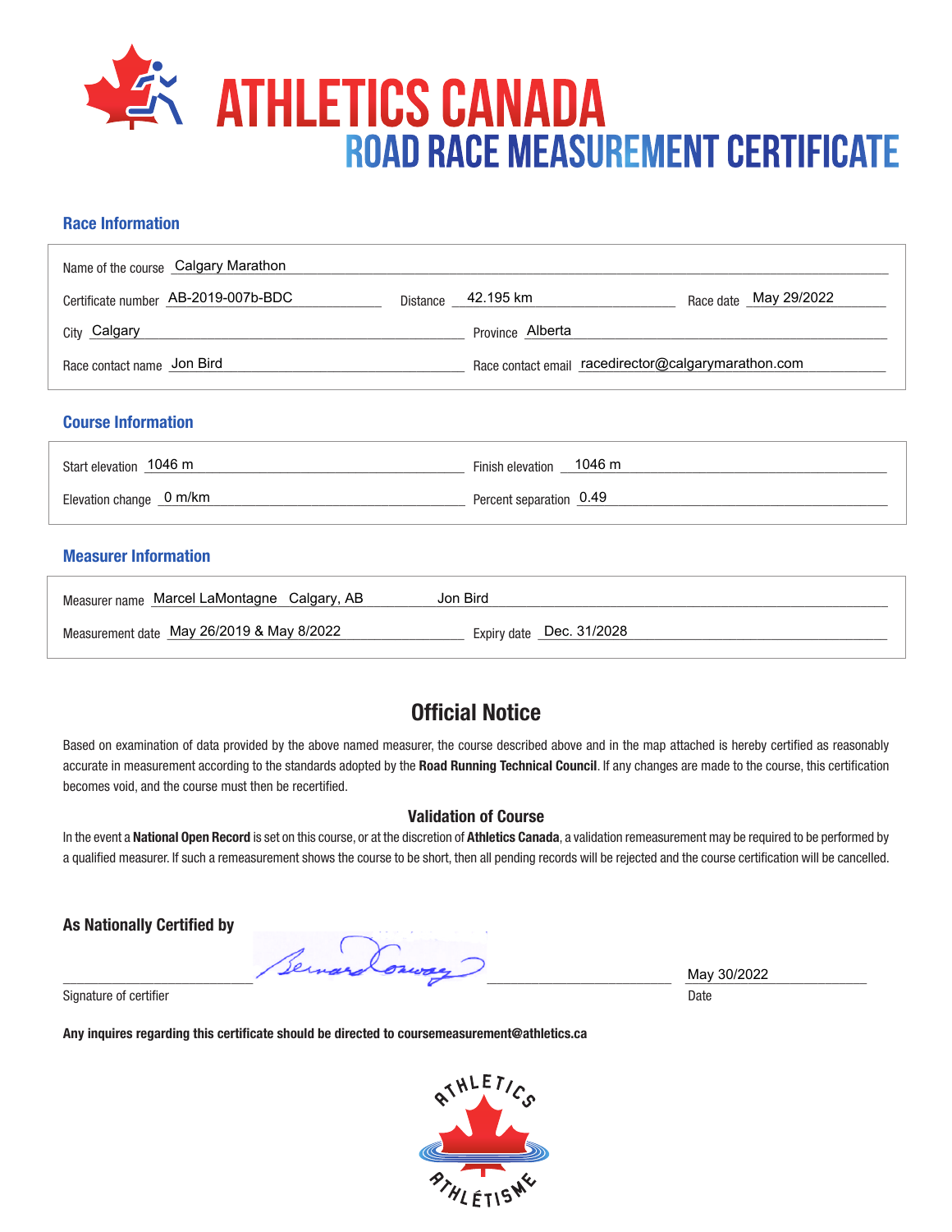# ATHLETICS CANADA

## ROAD RACE MEASUREMENT CERTIFICATE

### Race Information

Name of the course: Calgary Marathon

Certificate number: AB-2019-007b-BDC

Distance: 42.195 km

Race date: May 29/2022

City: Calgary

Province: Alberta

Race contact name: Jon Bird

Race contact email: racedirector@calgarymarathon.com

### Course Information

Start elevation: 1046 m

Finish elevation: 1046 m

Elevation change: 0 m/km

Percent separation: 0.49

### Measurer Information

Measurer name: Marcel LaMontagne Calgary, AB Jon Bird

Measurement date: May 26/2019 & May 8/2022

Expiry date: Dec. 31/2028

## Official Notice

Based on examination of data provided by the above named measurer, the course described above and in the map attached is hereby certified as reasonably accurate in measurement according to the standards adopted by the **Road Running Technical Council**. If any changes are made to the course, this certification becomes void, and the course must then be recertified.

### Validation of Course

In the event a **National Open Record** is set on this course, or at the discretion of **Athletics Canada**, a validation remeasurement may be required to be performed by a qualified measurer. If such a remeasurement shows the course to be short, then all pending records will be rejected and the course certification will be cancelled.

**As Nationally Certified by**

Bernard Conway

Signature of certifier

Date: May 30/2022

**Any inquires regarding this certificate should be directed to coursemeasurement@athletics.ca**

ATHLETICS ATHLÉTISME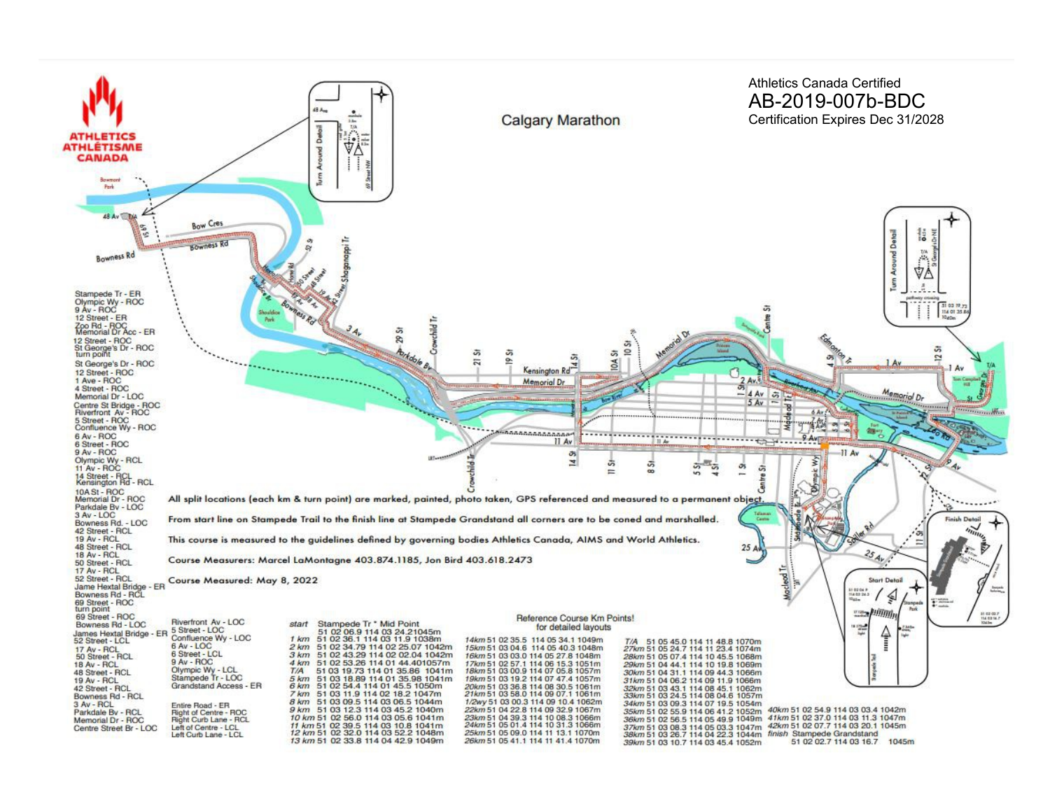Athletics Canada Certified

# AB-2019-007b-BDC

Certification Expires Dec 31/2028

## Calgary Marathon

ATHLETICS ATHLÉTISME CANADA

Stampede Tr - ER
Olympic Wy - ROC
9 Av - ROC
12 Street - ER
Zoo Rd - ROC
Memorial Dr Acc - ER
12 Street - ROC
St George's Dr - ROC
turn point
St George's Dr - ROC
12 Street - ROC
1 Ave - ROC
4 Street - ROC
Memorial Dr - LOC
Centre St Bridge - ROC
Riverfront Av - ROC
5 Street - ROC
Confluence Wy - ROC
6 Av - ROC
6 Street - ROC
9 Av - ROC
Olympic Wy - RCL
11 Av - ROC
14 Street - RCL
Kensington Rd - RCL
10A St - ROC
Memorial Dr - ROC
Parkdale Bv - LOC
3 Av - LOC
Bowness Rd. - LOC
42 Street - RCL
19 Av - RCL
48 Street - RCL
18 Av - RCL
50 Street - RCL
17 Av - RCL
52 Street - RCL
Jame Hextal Bridge - ER
Bowness Rd - RCL
69 Street - ROC
turn point
69 Street - ROC
Bowness Rd - LOC
James Hextal Bridge - ER
52 Street - LCL
17 Av - RCL
50 Street - RCL
18 Av - RCL
48 Street - RCL
19 Av - RCL
42 Street - RCL
Bowness Rd - RCL
3 Av - RCL
Parkdale Bv - RCL
Memorial Dr - ROC
Centre Street Br - LOC

5 Street - LOC
Riverfront Av - LOC
Confluence Wy - LOC
6 Av - LOC
6 Street - LCL
9 Av - ROC
Olympic Wy - LCL
Stampede Tr - LOC
Grandstand Access - ER

Entire Road - ER
Right of Centre - ROC
Right Curb Lane - RCL
Left of Centre - LCL
Left Curb Lane - LCL

All split locations (each km & turn point) are marked, painted, photo taken, GPS referenced and measured to a permanent object.

From start line on Stampede Trail to the finish line at Stampede Grandstand all corners are to be coned and marshalled.

This course is measured to the guidelines defined by governing bodies Athletics Canada, AIMS and World Athletics.

Course Measurers: Marcel LaMontagne 403.874.1185, Jon Bird 403.618.2473

Course Measured: May 8, 2022

### Reference Course Km Points! for detailed layouts

| Point | Location |
|---|---|
| start | Stampede Tr * Mid Point 51 02 06.9 114 03 24.21045m |
| 1 km | 51 02 36.1 114 03 11.9 1038m |
| 2 km | 51 02 34.79 114 02 25.07 1042m |
| 3 km | 51 02 43.29 114 02 02.04 1042m |
| 4 km | 51 02 53.26 114 01 44.401057m |
| T/A | 51 03 19.73 114 01 35.86 1041m |
| 5 km | 51 03 18.89 114 01 35.98 1041m |
| 6 km | 51 02 54.4 114 01 45.5 1050m |
| 7 km | 51 03 11.9 114 02 18.2 1047m |
| 8 km | 51 03 09.5 114 03 06.5 1044m |
| 9 km | 51 03 12.3 114 03 45.2 1040m |
| 10 km | 51 02 56.0 114 03 05.6 1041m |
| 11 km | 51 02 39.5 114 03 10.8 1041m |
| 12 km | 51 02 32.0 114 03 52.2 1048m |
| 13 km | 51 02 33.8 114 04 42.9 1049m |
| 14km | 51 02 35.5 114 05 34.1 1049m |
| 15km | 51 03 04.6 114 05 40.3 1048m |
| 16km | 51 03 03.0 114 05 27.8 1048m |
| 17km | 51 02 57.1 114 06 15.3 1051m |
| 18km | 51 03 00.9 114 07 05.8 1057m |
| 19km | 51 03 19.2 114 07 47.4 1057m |
| 20km | 51 03 36.8 114 08 30.5 1061m |
| 21km | 51 03 58.0 114 09 07.1 1061m |
| 1/2wy | 51 03 00.3 114 09 10.4 1062m |
| 22km | 51 04 22.8 114 09 32.9 1067m |
| 23km | 51 04 39.3 114 10 08.3 1066m |
| 24km | 51 05 01.4 114 10 31.3 1066m |
| 25km | 51 05 09.0 114 11 13.1 1070m |
| 26km | 51 05 41.1 114 11 41.4 1070m |
| T/A | 51 05 45.0 114 11 48.8 1070m |
| 27km | 51 05 24.7 114 11 23.4 1074m |
| 28km | 51 05 07.4 114 10 45.5 1068m |
| 29km | 51 04 44.1 114 10 19.8 1069m |
| 30km | 51 04 31.1 114 09 44.3 1066m |
| 31km | 51 04 06.2 114 09 11.9 1066m |
| 32km | 51 03 43.1 114 08 45.1 1062m |
| 33km | 51 03 24.5 114 08 04.6 1057m |
| 34km | 51 03 09.3 114 07 19.5 1054m |
| 35km | 51 02 55.9 114 06 41.2 1052m |
| 36km | 51 02 56.5 114 05 49.9 1049m |
| 37km | 51 03 08.3 114 05 03.3 1047m |
| 38km | 51 03 26.7 114 04 22.3 1044m |
| 39km | 51 03 10.7 114 03 45.4 1052m |
| 40km | 51 02 54.9 114 03 03.4 1042m |
| 41km | 51 02 37.0 114 03 11.3 1047m |
| 42km | 51 02 07.7 114 03 20.1 1045m |
| finish | Stampede Grandstand 51 02 02.7 114 03 16.7 1045m |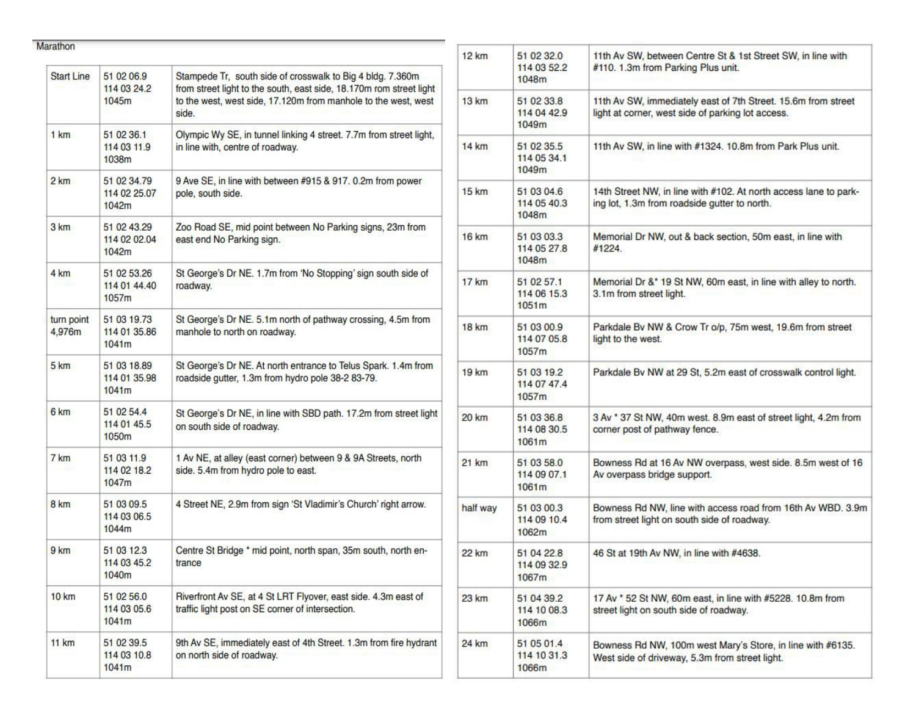Marathon

| | | |
|---|---|---|
| Start Line | 51 02 06.9<br>114 03 24.2<br>1045m | Stampede Tr, south side of crosswalk to Big 4 bldg. 7.360m from street light to the south, east side, 18.170m rom street light to the west, west side, 17.120m from manhole to the west, west side. |
| 1 km | 51 02 36.1<br>114 03 11.9<br>1038m | Olympic Wy SE, in tunnel linking 4 street. 7.7m from street light, in line with, centre of roadway. |
| 2 km | 51 02 34.79<br>114 02 25.07<br>1042m | 9 Ave SE, in line with between #915 & 917. 0.2m from power pole, south side. |
| 3 km | 51 02 43.29<br>114 02 02.04<br>1042m | Zoo Road SE, mid point between No Parking signs, 23m from east end No Parking sign. |
| 4 km | 51 02 53.26<br>114 01 44.40<br>1057m | St George's Dr NE. 1.7m from 'No Stopping' sign south side of roadway. |
| turn point 4,976m | 51 03 19.73<br>114 01 35.86<br>1041m | St George's Dr NE. 5.1m north of pathway crossing, 4.5m from manhole to north on roadway. |
| 5 km | 51 03 18.89<br>114 01 35.98<br>1041m | St George's Dr NE. At north entrance to Telus Spark. 1.4m from roadside gutter, 1.3m from hydro pole 38-2 83-79. |
| 6 km | 51 02 54.4<br>114 01 45.5<br>1050m | St George's Dr NE, in line with SBD path. 17.2m from street light on south side of roadway. |
| 7 km | 51 03 11.9<br>114 02 18.2<br>1047m | 1 Av NE, at alley (east corner) between 9 & 9A Streets, north side. 5.4m from hydro pole to east. |
| 8 km | 51 03 09.5<br>114 03 06.5<br>1044m | 4 Street NE, 2.9m from sign 'St Vladimir's Church' right arrow. |
| 9 km | 51 03 12.3<br>114 03 45.2<br>1040m | Centre St Bridge * mid point, north span, 35m south, north entrance |
| 10 km | 51 02 56.0<br>114 03 05.6<br>1041m | Riverfront Av SE, at 4 St LRT Flyover, east side. 4.3m east of traffic light post on SE corner of intersection. |
| 11 km | 51 02 39.5<br>114 03 10.8<br>1041m | 9th Av SE, immediately east of 4th Street. 1.3m from fire hydrant on north side of roadway. |
| 12 km | 51 02 32.0<br>114 03 52.2<br>1048m | 11th Av SW, between Centre St & 1st Street SW, in line with #110. 1.3m from Parking Plus unit. |
| 13 km | 51 02 33.8<br>114 04 42.9<br>1049m | 11th Av SW, immediately east of 7th Street. 15.6m from street light at corner, west side of parking lot access. |
| 14 km | 51 02 35.5<br>114 05 34.1<br>1049m | 11th Av SW, in line with #1324. 10.8m from Park Plus unit. |
| 15 km | 51 03 04.6<br>114 05 40.3<br>1048m | 14th Street NW, in line with #102. At north access lane to parking lot, 1.3m from roadside gutter to north. |
| 16 km | 51 03 03.3<br>114 05 27.8<br>1048m | Memorial Dr NW, out & back section, 50m east, in line with #1224. |
| 17 km | 51 02 57.1<br>114 06 15.3<br>1051m | Memorial Dr &* 19 St NW, 60m east, in line with alley to north. 3.1m from street light. |
| 18 km | 51 03 00.9<br>114 07 05.8<br>1057m | Parkdale Bv NW & Crow Tr o/p, 75m west, 19.6m from street light to the west. |
| 19 km | 51 03 19.2<br>114 07 47.4<br>1057m | Parkdale Bv NW at 29 St, 5.2m east of crosswalk control light. |
| 20 km | 51 03 36.8<br>114 08 30.5<br>1061m | 3 Av * 37 St NW, 40m west. 8.9m east of street light, 4.2m from corner post of pathway fence. |
| 21 km | 51 03 58.0<br>114 09 07.1<br>1061m | Bowness Rd at 16 Av NW overpass, west side. 8.5m west of 16 Av overpass bridge support. |
| half way | 51 03 00.3<br>114 09 10.4<br>1062m | Bowness Rd NW, line with access road from 16th Av WBD. 3.9m from street light on south side of roadway. |
| 22 km | 51 04 22.8<br>114 09 32.9<br>1067m | 46 St at 19th Av NW, in line with #4638. |
| 23 km | 51 04 39.2<br>114 10 08.3<br>1066m | 17 Av * 52 St NW, 60m east, in line with #5228. 10.8m from street light on south side of roadway. |
| 24 km | 51 05 01.4<br>114 10 31.3<br>1066m | Bowness Rd NW, 100m west Mary's Store, in line with #6135. West side of driveway, 5.3m from street light. |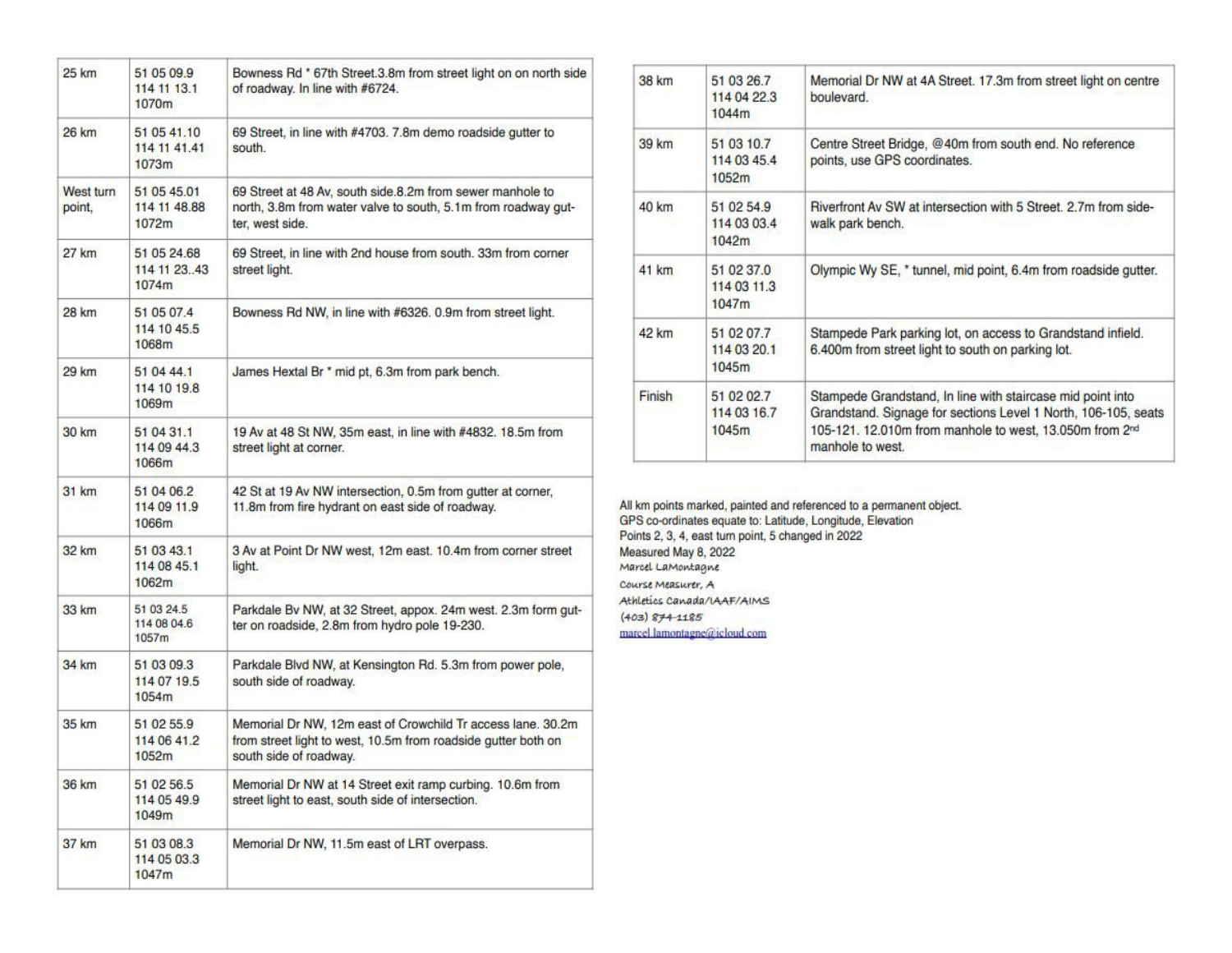| | | |
|---|---|---|
| 25 km | 51 05 09.9<br>114 11 13.1<br>1070m | Bowness Rd * 67th Street.3.8m from street light on on north side of roadway. In line with #6724. |
| 26 km | 51 05 41.10<br>114 11 41.41<br>1073m | 69 Street, in line with #4703. 7.8m demo roadside gutter to south. |
| West turn point, | 51 05 45.01<br>114 11 48.88<br>1072m | 69 Street at 48 Av, south side.8.2m from sewer manhole to north, 3.8m from water valve to south, 5.1m from roadway gutter, west side. |
| 27 km | 51 05 24.68<br>114 11 23..43<br>1074m | 69 Street, in line with 2nd house from south. 33m from corner street light. |
| 28 km | 51 05 07.4<br>114 10 45.5<br>1068m | Bowness Rd NW, in line with #6326. 0.9m from street light. |
| 29 km | 51 04 44.1<br>114 10 19.8<br>1069m | James Hextal Br * mid pt, 6.3m from park bench. |
| 30 km | 51 04 31.1<br>114 09 44.3<br>1066m | 19 Av at 48 St NW, 35m east, in line with #4832. 18.5m from street light at corner. |
| 31 km | 51 04 06.2<br>114 09 11.9<br>1066m | 42 St at 19 Av NW intersection, 0.5m from gutter at corner, 11.8m from fire hydrant on east side of roadway. |
| 32 km | 51 03 43.1<br>114 08 45.1<br>1062m | 3 Av at Point Dr NW west, 12m east. 10.4m from corner street light. |
| 33 km | 51 03 24.5<br>114 08 04.6<br>1057m | Parkdale Bv NW, at 32 Street, appox. 24m west. 2.3m form gutter on roadside, 2.8m from hydro pole 19-230. |
| 34 km | 51 03 09.3<br>114 07 19.5<br>1054m | Parkdale Blvd NW, at Kensington Rd. 5.3m from power pole, south side of roadway. |
| 35 km | 51 02 55.9<br>114 06 41.2<br>1052m | Memorial Dr NW, 12m east of Crowchild Tr access lane. 30.2m from street light to west, 10.5m from roadside gutter both on south side of roadway. |
| 36 km | 51 02 56.5<br>114 05 49.9<br>1049m | Memorial Dr NW at 14 Street exit ramp curbing. 10.6m from street light to east, south side of intersection. |
| 37 km | 51 03 08.3<br>114 05 03.3<br>1047m | Memorial Dr NW, 11.5m east of LRT overpass. |
| 38 km | 51 03 26.7<br>114 04 22.3<br>1044m | Memorial Dr NW at 4A Street. 17.3m from street light on centre boulevard. |
| 39 km | 51 03 10.7<br>114 03 45.4<br>1052m | Centre Street Bridge, @40m from south end. No reference points, use GPS coordinates. |
| 40 km | 51 02 54.9<br>114 03 03.4<br>1042m | Riverfront Av SW at intersection with 5 Street. 2.7m from sidewalk park bench. |
| 41 km | 51 02 37.0<br>114 03 11.3<br>1047m | Olympic Wy SE, * tunnel, mid point, 6.4m from roadside gutter. |
| 42 km | 51 02 07.7<br>114 03 20.1<br>1045m | Stampede Park parking lot, on access to Grandstand infield. 6.400m from street light to south on parking lot. |
| Finish | 51 02 02.7<br>114 03 16.7<br>1045m | Stampede Grandstand, In line with staircase mid point into Grandstand. Signage for sections Level 1 North, 106-105, seats 105-121. 12.010m from manhole to west, 13.050m from 2nd manhole to west. |

All km points marked, painted and referenced to a permanent object.
GPS co-ordinates equate to: Latitude, Longitude, Elevation
Points 2, 3, 4, east turn point, 5 changed in 2022
Measured May 8, 2022
Marcel LaMontagne
Course Measurer, A
Athletics Canada/IAAF/AIMS
(403) 874-1185
marcel.lamontagne@icloud.com